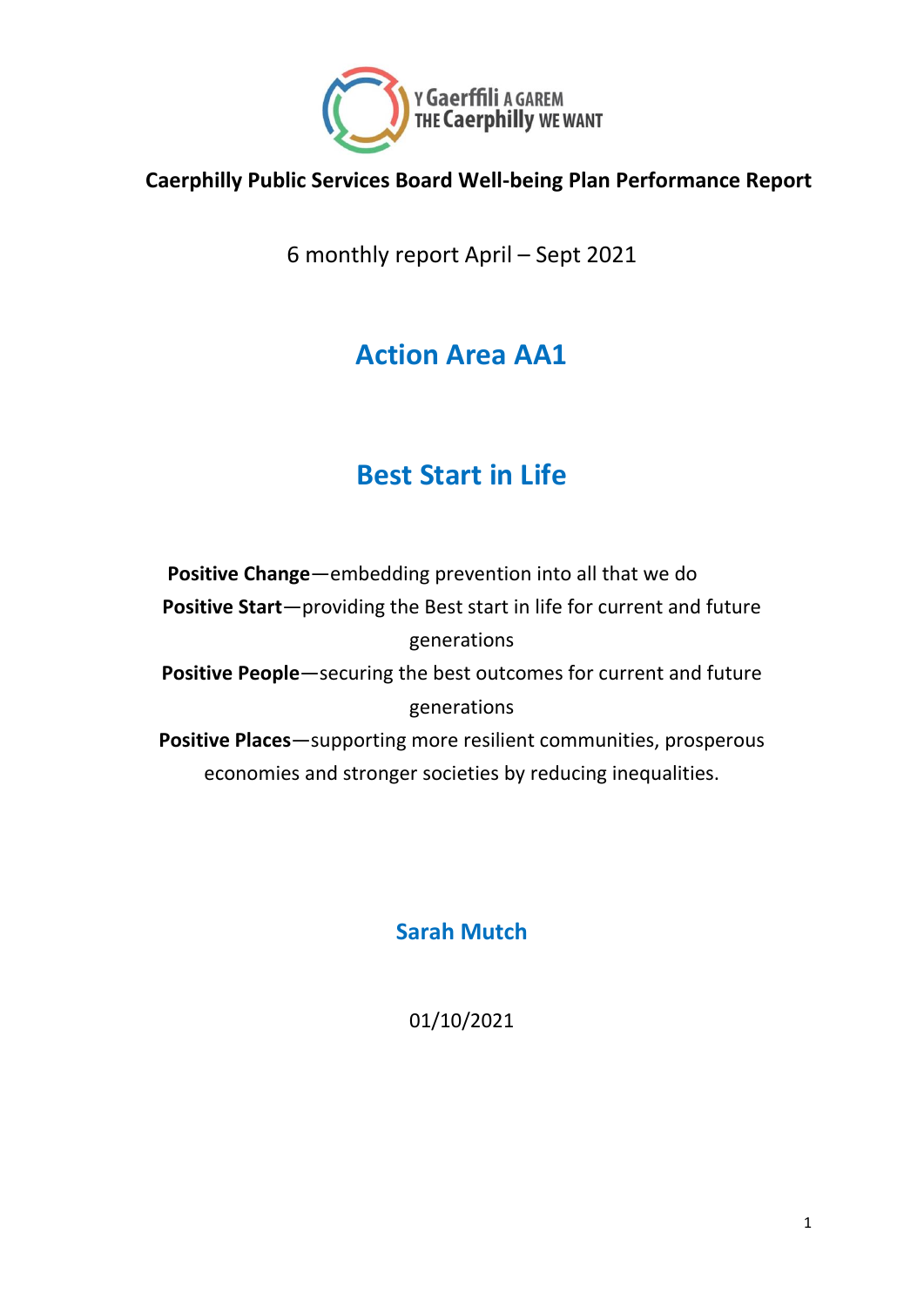Y Gaerffili A GAREM
THE Caerphilly WE WANT

**Caerphilly Public Services Board Well-being Plan Performance Report**

6 monthly report April – Sept 2021

# Action Area AA1

# Best Start in Life

**Positive Change**—embedding prevention into all that we do

**Positive Start**—providing the Best start in life for current and future generations

**Positive People**—securing the best outcomes for current and future generations

**Positive Places**—supporting more resilient communities, prosperous economies and stronger societies by reducing inequalities.

## Sarah Mutch

01/10/2021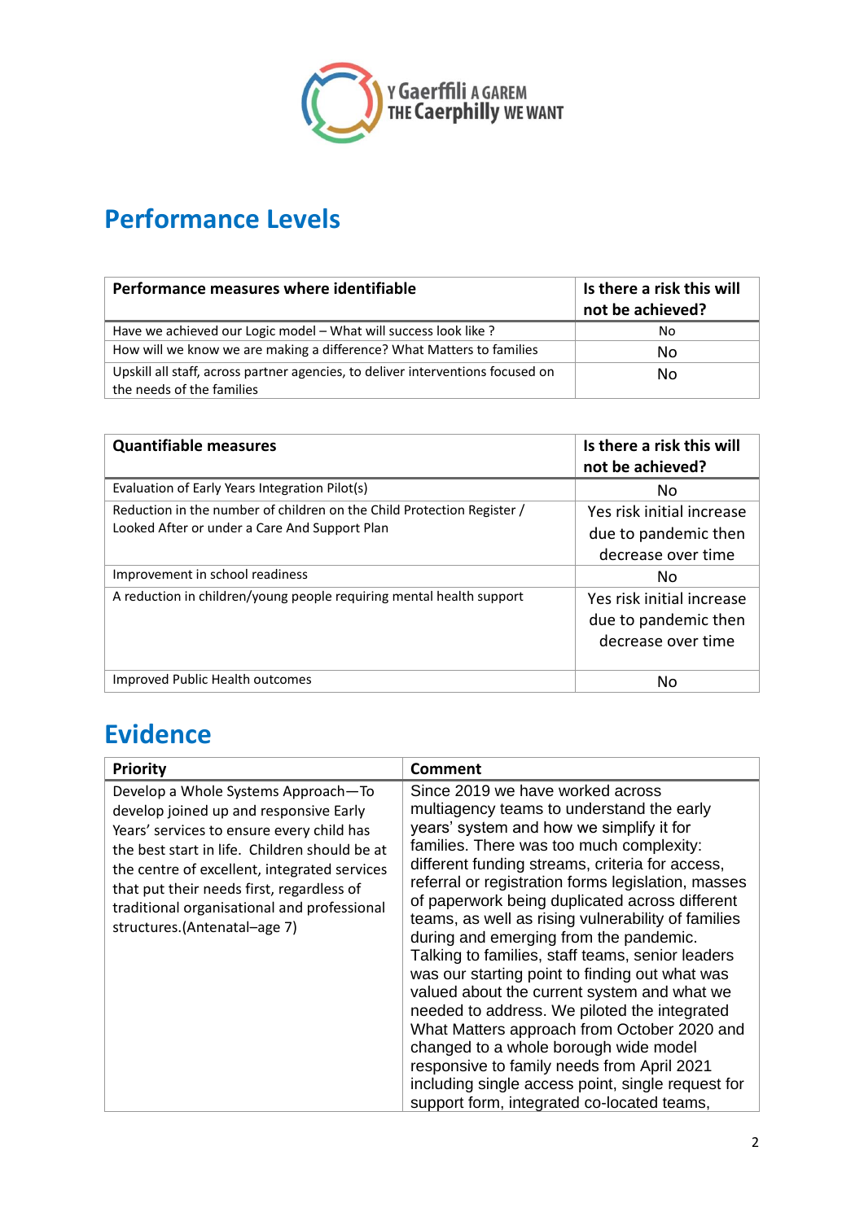## Performance Levels

| Performance measures where identifiable | Is there a risk this will not be achieved? |
| --- | --- |
| Have we achieved our Logic model – What will success look like ? | No |
| How will we know we are making a difference? What Matters to families | No |
| Upskill all staff, across partner agencies, to deliver interventions focused on the needs of the families | No |

| Quantifiable measures | Is there a risk this will not be achieved? |
| --- | --- |
| Evaluation of Early Years Integration Pilot(s) | No |
| Reduction in the number of children on the Child Protection Register / Looked After or under a Care And Support Plan | Yes risk initial increase due to pandemic then decrease over time |
| Improvement in school readiness | No |
| A reduction in children/young people requiring mental health support | Yes risk initial increase due to pandemic then decrease over time |
| Improved Public Health outcomes | No |

## Evidence

| Priority | Comment |
| --- | --- |
| Develop a Whole Systems Approach—To develop joined up and responsive Early Years' services to ensure every child has the best start in life. Children should be at the centre of excellent, integrated services that put their needs first, regardless of traditional organisational and professional structures.(Antenatal–age 7) | Since 2019 we have worked across multiagency teams to understand the early years' system and how we simplify it for families. There was too much complexity: different funding streams, criteria for access, referral or registration forms legislation, masses of paperwork being duplicated across different teams, as well as rising vulnerability of families during and emerging from the pandemic. Talking to families, staff teams, senior leaders was our starting point to finding out what was valued about the current system and what we needed to address. We piloted the integrated What Matters approach from October 2020 and changed to a whole borough wide model responsive to family needs from April 2021 including single access point, single request for support form, integrated co-located teams, |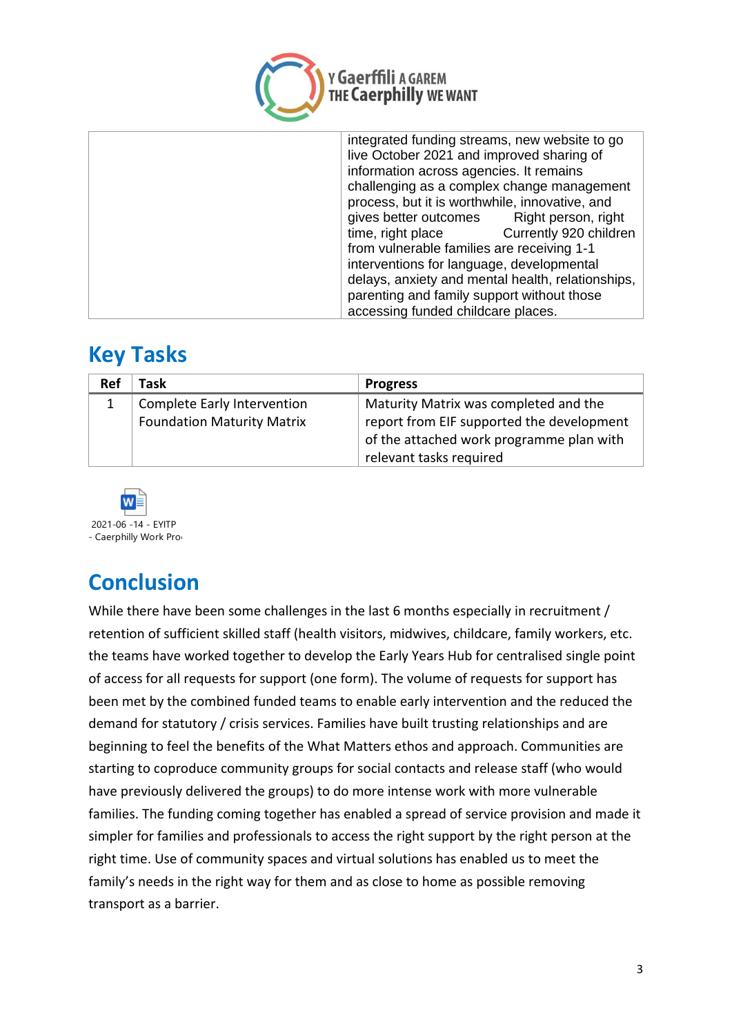| | |
|---|---|
| | integrated funding streams, new website to go live October 2021 and improved sharing of information across agencies. It remains challenging as a complex change management process, but it is worthwhile, innovative, and gives better outcomes Right person, right time, right place Currently 920 children from vulnerable families are receiving 1-1 interventions for language, developmental delays, anxiety and mental health, relationships, parenting and family support without those accessing funded childcare places. |

## Key Tasks

| Ref | Task | Progress |
|---|---|---|
| 1 | Complete Early Intervention Foundation Maturity Matrix | Maturity Matrix was completed and the report from EIF supported the development of the attached work programme plan with relevant tasks required |

2021-06 -14 - EYITP - Caerphilly Work Pro

## Conclusion

While there have been some challenges in the last 6 months especially in recruitment / retention of sufficient skilled staff (health visitors, midwives, childcare, family workers, etc. the teams have worked together to develop the Early Years Hub for centralised single point of access for all requests for support (one form). The volume of requests for support has been met by the combined funded teams to enable early intervention and the reduced the demand for statutory / crisis services. Families have built trusting relationships and are beginning to feel the benefits of the What Matters ethos and approach. Communities are starting to coproduce community groups for social contacts and release staff (who would have previously delivered the groups) to do more intense work with more vulnerable families. The funding coming together has enabled a spread of service provision and made it simpler for families and professionals to access the right support by the right person at the right time. Use of community spaces and virtual solutions has enabled us to meet the family's needs in the right way for them and as close to home as possible removing transport as a barrier.